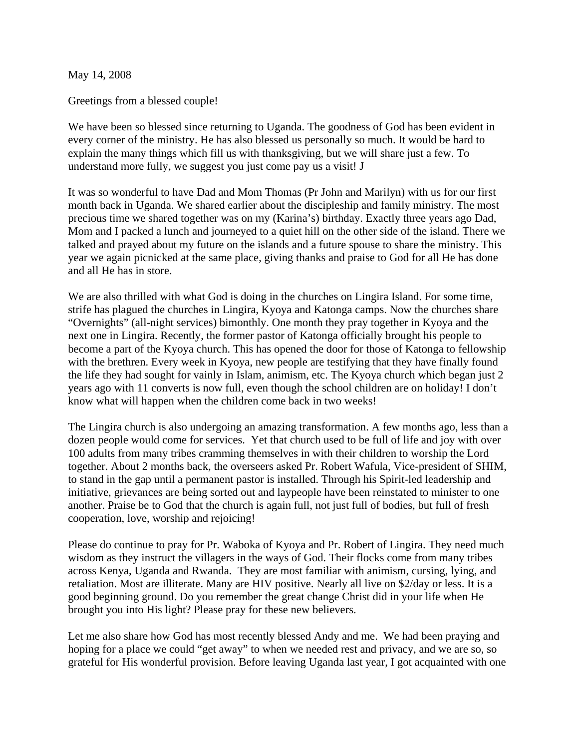May 14, 2008

Greetings from a blessed couple!

We have been so blessed since returning to Uganda. The goodness of God has been evident in every corner of the ministry. He has also blessed us personally so much. It would be hard to explain the many things which fill us with thanksgiving, but we will share just a few. To understand more fully, we suggest you just come pay us a visit! J

It was so wonderful to have Dad and Mom Thomas (Pr John and Marilyn) with us for our first month back in Uganda. We shared earlier about the discipleship and family ministry. The most precious time we shared together was on my (Karina's) birthday. Exactly three years ago Dad, Mom and I packed a lunch and journeyed to a quiet hill on the other side of the island. There we talked and prayed about my future on the islands and a future spouse to share the ministry. This year we again picnicked at the same place, giving thanks and praise to God for all He has done and all He has in store.

We are also thrilled with what God is doing in the churches on Lingira Island. For some time, strife has plagued the churches in Lingira, Kyoya and Katonga camps. Now the churches share "Overnights" (all-night services) bimonthly. One month they pray together in Kyoya and the next one in Lingira. Recently, the former pastor of Katonga officially brought his people to become a part of the Kyoya church. This has opened the door for those of Katonga to fellowship with the brethren. Every week in Kyoya, new people are testifying that they have finally found the life they had sought for vainly in Islam, animism, etc. The Kyoya church which began just 2 years ago with 11 converts is now full, even though the school children are on holiday! I don't know what will happen when the children come back in two weeks!

The Lingira church is also undergoing an amazing transformation. A few months ago, less than a dozen people would come for services. Yet that church used to be full of life and joy with over 100 adults from many tribes cramming themselves in with their children to worship the Lord together. About 2 months back, the overseers asked Pr. Robert Wafula, Vice-president of SHIM, to stand in the gap until a permanent pastor is installed. Through his Spirit-led leadership and initiative, grievances are being sorted out and laypeople have been reinstated to minister to one another. Praise be to God that the church is again full, not just full of bodies, but full of fresh cooperation, love, worship and rejoicing!

Please do continue to pray for Pr. Waboka of Kyoya and Pr. Robert of Lingira. They need much wisdom as they instruct the villagers in the ways of God. Their flocks come from many tribes across Kenya, Uganda and Rwanda. They are most familiar with animism, cursing, lying, and retaliation. Most are illiterate. Many are HIV positive. Nearly all live on $2/day or less. It is a good beginning ground. Do you remember the great change Christ did in your life when He brought you into His light? Please pray for these new believers.

Let me also share how God has most recently blessed Andy and me. We had been praying and hoping for a place we could "get away" to when we needed rest and privacy, and we are so, so grateful for His wonderful provision. Before leaving Uganda last year, I got acquainted with one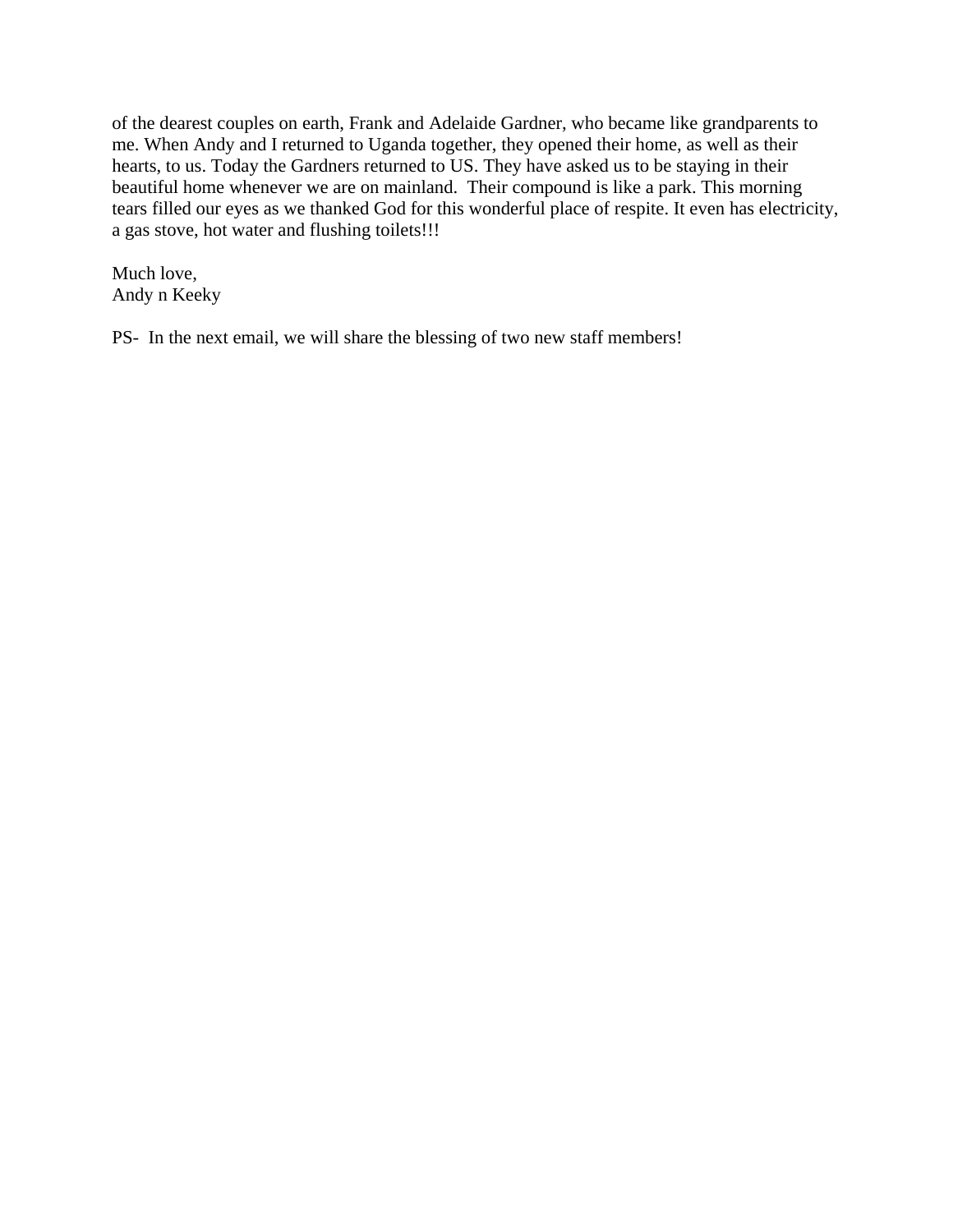of the dearest couples on earth, Frank and Adelaide Gardner, who became like grandparents to me. When Andy and I returned to Uganda together, they opened their home, as well as their hearts, to us. Today the Gardners returned to US. They have asked us to be staying in their beautiful home whenever we are on mainland. Their compound is like a park. This morning tears filled our eyes as we thanked God for this wonderful place of respite. It even has electricity, a gas stove, hot water and flushing toilets!!!

Much love,
Andy n Keeky

PS- In the next email, we will share the blessing of two new staff members!